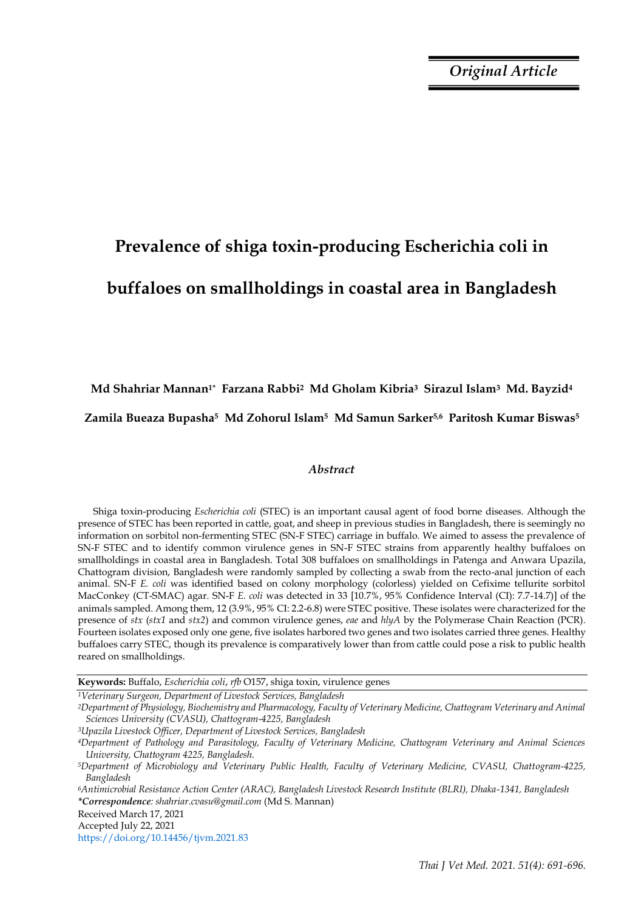*Original Article*

# Prevalence of shiga toxin-producing Escherichia coli in buffaloes on smallholdings in coastal area in Bangladesh

**Md Shahriar Mannan[1*] Farzana Rabbi[2] Md Gholam Kibria[3] Sirazul Islam[3] Md. Bayzid[4] Zamila Bueaza Bupasha[5] Md Zohorul Islam[5] Md Samun Sarker[5,6] Paritosh Kumar Biswas[5]**

### *Abstract*

Shiga toxin-producing *Escherichia coli* (STEC) is an important causal agent of food borne diseases. Although the presence of STEC has been reported in cattle, goat, and sheep in previous studies in Bangladesh, there is seemingly no information on sorbitol non-fermenting STEC (SN-F STEC) carriage in buffalo. We aimed to assess the prevalence of SN-F STEC and to identify common virulence genes in SN-F STEC strains from apparently healthy buffaloes on smallholdings in coastal area in Bangladesh. Total 308 buffaloes on smallholdings in Patenga and Anwara Upazila, Chattogram division, Bangladesh were randomly sampled by collecting a swab from the recto-anal junction of each animal. SN-F *E. coli* was identified based on colony morphology (colorless) yielded on Cefixime tellurite sorbitol MacConkey (CT-SMAC) agar. SN-F *E. coli* was detected in 33 [10.7%, 95% Confidence Interval (CI): 7.7-14.7)] of the animals sampled. Among them, 12 (3.9%, 95% CI: 2.2-6.8) were STEC positive. These isolates were characterized for the presence of *stx* (*stx1* and *stx2*) and common virulence genes, *eae* and *hlyA* by the Polymerase Chain Reaction (PCR). Fourteen isolates exposed only one gene, five isolates harbored two genes and two isolates carried three genes. Healthy buffaloes carry STEC, though its prevalence is comparatively lower than from cattle could pose a risk to public health reared on smallholdings.

**Keywords:** Buffalo, *Escherichia coli*, *rfb* O157, shiga toxin, virulence genes

[1] *Veterinary Surgeon, Department of Livestock Services, Bangladesh*

[2] *Department of Physiology, Biochemistry and Pharmacology, Faculty of Veterinary Medicine, Chattogram Veterinary and Animal Sciences University (CVASU), Chattogram-4225, Bangladesh*

[3] *Upazila Livestock Officer, Department of Livestock Services, Bangladesh*

[4] *Department of Pathology and Parasitology, Faculty of Veterinary Medicine, Chattogram Veterinary and Animal Sciences University, Chattogram 4225, Bangladesh.*

[5] *Department of Microbiology and Veterinary Public Health, Faculty of Veterinary Medicine, CVASU, Chattogram-4225, Bangladesh*

[6] *Antimicrobial Resistance Action Center (ARAC), Bangladesh Livestock Research Institute (BLRI), Dhaka-1341, Bangladesh*

***Correspondence**: shahriar.cvasu@gmail.com* (Md S. Mannan)

Received March 17, 2021

Accepted July 22, 2021

https://doi.org/10.14456/tjvm.2021.83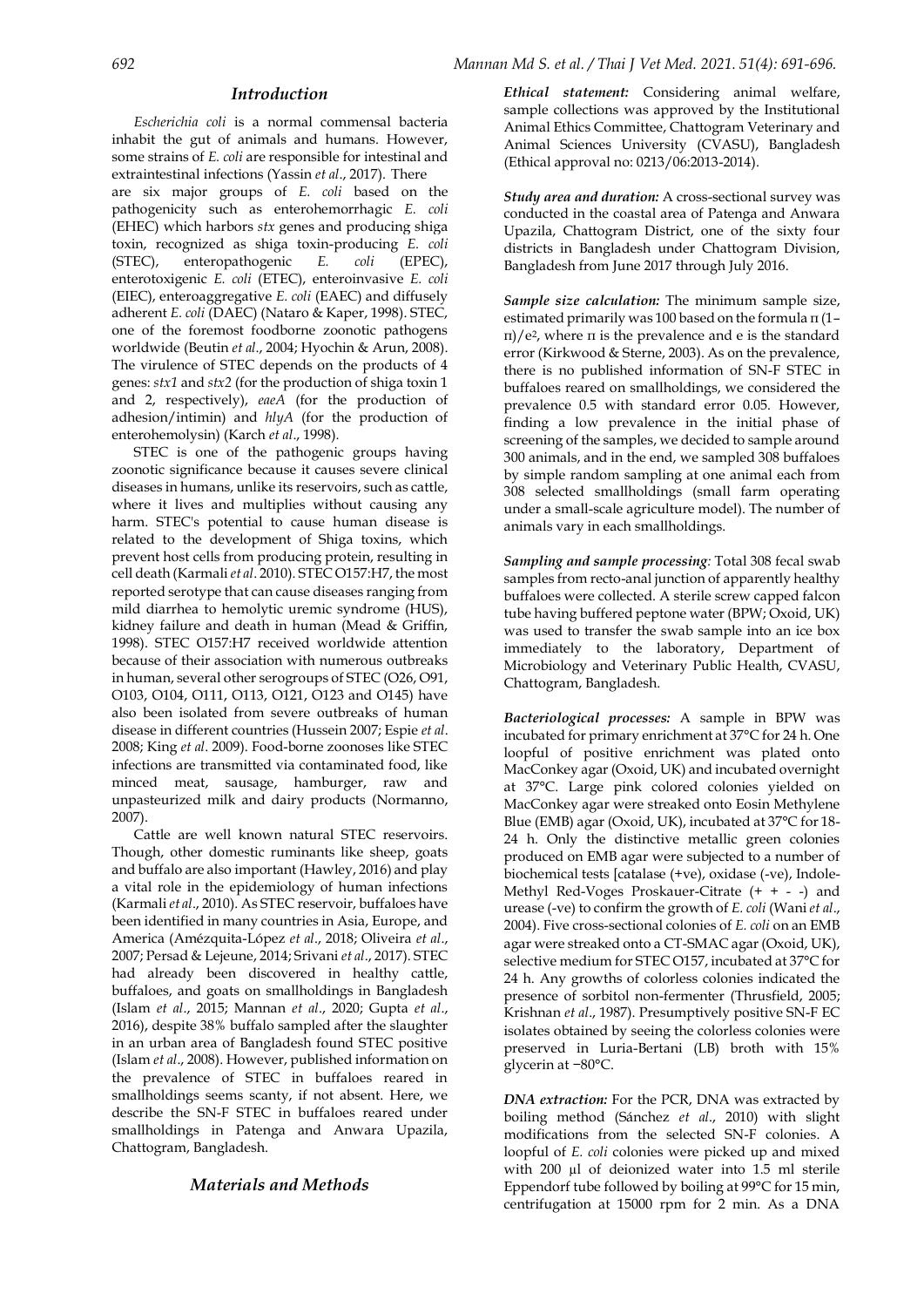## Introduction

*Escherichia coli* is a normal commensal bacteria inhabit the gut of animals and humans. However, some strains of *E. coli* are responsible for intestinal and extraintestinal infections (Yassin *et al*., 2017). There are six major groups of *E. coli* based on the pathogenicity such as enterohemorrhagic *E. coli* (EHEC) which harbors *stx* genes and producing shiga toxin, recognized as shiga toxin-producing *E. coli* (STEC), enteropathogenic *E. coli* (EPEC), enterotoxigenic *E. coli* (ETEC), enteroinvasive *E. coli* (EIEC), enteroaggregative *E. coli* (EAEC) and diffusely adherent *E. coli* (DAEC) (Nataro & Kaper, 1998). STEC, one of the foremost foodborne zoonotic pathogens worldwide (Beutin *et al*., 2004; Hyochin & Arun, 2008). The virulence of STEC depends on the products of 4 genes: *stx1* and *stx2* (for the production of shiga toxin 1 and 2, respectively), *eaeA* (for the production of adhesion/intimin) and *hlyA* (for the production of enterohemolysin) (Karch *et al*., 1998).

STEC is one of the pathogenic groups having zoonotic significance because it causes severe clinical diseases in humans, unlike its reservoirs, such as cattle, where it lives and multiplies without causing any harm. STEC's potential to cause human disease is related to the development of Shiga toxins, which prevent host cells from producing protein, resulting in cell death (Karmali *et al*. 2010). STEC O157:H7, the most reported serotype that can cause diseases ranging from mild diarrhea to hemolytic uremic syndrome (HUS), kidney failure and death in human (Mead & Griffin, 1998). STEC O157:H7 received worldwide attention because of their association with numerous outbreaks in human, several other serogroups of STEC (O26, O91, O103, O104, O111, O113, O121, O123 and O145) have also been isolated from severe outbreaks of human disease in different countries (Hussein 2007; Espie *et al*. 2008; King *et al*. 2009). Food-borne zoonoses like STEC infections are transmitted via contaminated food, like minced meat, sausage, hamburger, raw and unpasteurized milk and dairy products (Normanno, 2007).

Cattle are well known natural STEC reservoirs. Though, other domestic ruminants like sheep, goats and buffalo are also important (Hawley, 2016) and play a vital role in the epidemiology of human infections (Karmali *et al*., 2010). As STEC reservoir, buffaloes have been identified in many countries in Asia, Europe, and America (Amézquita-López *et al*., 2018; Oliveira *et al*., 2007; Persad & Lejeune, 2014; Srivani *et al*., 2017). STEC had already been discovered in healthy cattle, buffaloes, and goats on smallholdings in Bangladesh (Islam *et al*., 2015; Mannan *et al*., 2020; Gupta *et al*., 2016), despite 38% buffalo sampled after the slaughter in an urban area of Bangladesh found STEC positive (Islam *et al*., 2008). However, published information on the prevalence of STEC in buffaloes reared in smallholdings seems scanty, if not absent. Here, we describe the SN-F STEC in buffaloes reared under smallholdings in Patenga and Anwara Upazila, Chattogram, Bangladesh.

## Materials and Methods

***Ethical statement:*** Considering animal welfare, sample collections was approved by the Institutional Animal Ethics Committee, Chattogram Veterinary and Animal Sciences University (CVASU), Bangladesh (Ethical approval no: 0213/06:2013-2014).

***Study area and duration:*** A cross-sectional survey was conducted in the coastal area of Patenga and Anwara Upazila, Chattogram District, one of the sixty four districts in Bangladesh under Chattogram Division, Bangladesh from June 2017 through July 2016.

***Sample size calculation:*** The minimum sample size, estimated primarily was 100 based on the formula $\pi(1-\pi)/e^2$, where $\pi$ is the prevalence and e is the standard error (Kirkwood & Sterne, 2003). As on the prevalence, there is no published information of SN-F STEC in buffaloes reared on smallholdings, we considered the prevalence 0.5 with standard error 0.05. However, finding a low prevalence in the initial phase of screening of the samples, we decided to sample around 300 animals, and in the end, we sampled 308 buffaloes by simple random sampling at one animal each from 308 selected smallholdings (small farm operating under a small-scale agriculture model). The number of animals vary in each smallholdings.

***Sampling and sample processing:*** Total 308 fecal swab samples from recto-anal junction of apparently healthy buffaloes were collected. A sterile screw capped falcon tube having buffered peptone water (BPW; Oxoid, UK) was used to transfer the swab sample into an ice box immediately to the laboratory, Department of Microbiology and Veterinary Public Health, CVASU, Chattogram, Bangladesh.

***Bacteriological processes:*** A sample in BPW was incubated for primary enrichment at 37°C for 24 h. One loopful of positive enrichment was plated onto MacConkey agar (Oxoid, UK) and incubated overnight at 37°C. Large pink colored colonies yielded on MacConkey agar were streaked onto Eosin Methylene Blue (EMB) agar (Oxoid, UK), incubated at 37°C for 18-24 h. Only the distinctive metallic green colonies produced on EMB agar were subjected to a number of biochemical tests [catalase (+ve), oxidase (-ve), Indole-Methyl Red-Voges Proskauer-Citrate (+ + - -) and urease (-ve) to confirm the growth of *E. coli* (Wani *et al*., 2004). Five cross-sectional colonies of *E. coli* on an EMB agar were streaked onto a CT-SMAC agar (Oxoid, UK), selective medium for STEC O157, incubated at 37°C for 24 h. Any growths of colorless colonies indicated the presence of sorbitol non-fermenter (Thrusfield, 2005; Krishnan *et al*., 1987). Presumptively positive SN-F EC isolates obtained by seeing the colorless colonies were preserved in Luria-Bertani (LB) broth with 15% glycerin at −80°C.

***DNA extraction:*** For the PCR, DNA was extracted by boiling method (Sánchez *et al*., 2010) with slight modifications from the selected SN-F colonies. A loopful of *E. coli* colonies were picked up and mixed with 200 µl of deionized water into 1.5 ml sterile Eppendorf tube followed by boiling at 99°C for 15 min, centrifugation at 15000 rpm for 2 min. As a DNA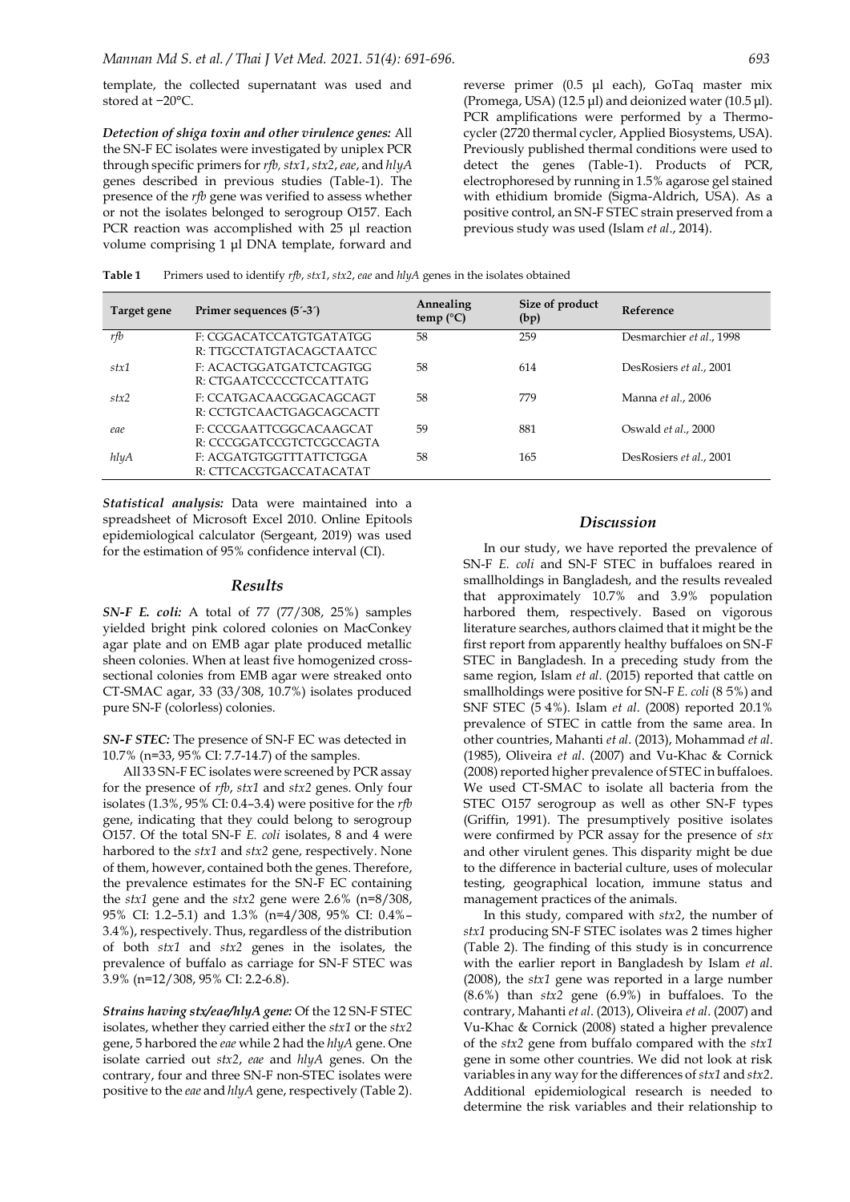template, the collected supernatant was used and stored at −20°C.

***Detection of shiga toxin and other virulence genes:*** All the SN-F EC isolates were investigated by uniplex PCR through specific primers for *rfb, stx1, stx2, eae*, and *hlyA* genes described in previous studies (Table-1). The presence of the *rfb* gene was verified to assess whether or not the isolates belonged to serogroup O157. Each PCR reaction was accomplished with 25 µl reaction volume comprising 1 µl DNA template, forward and reverse primer (0.5 µl each), GoTaq master mix (Promega, USA) (12.5 µl) and deionized water (10.5 µl). PCR amplifications were performed by a Thermo-cycler (2720 thermal cycler, Applied Biosystems, USA). Previously published thermal conditions were used to detect the genes (Table-1). Products of PCR, electrophoresed by running in 1.5% agarose gel stained with ethidium bromide (Sigma-Aldrich, USA). As a positive control, an SN-F STEC strain preserved from a previous study was used (Islam *et al*., 2014).

**Table 1** Primers used to identify *rfb*, *stx1*, *stx2*, *eae* and *hlyA* genes in the isolates obtained

| Target gene | Primer sequences (5´-3´) | Annealing temp (°C) | Size of product (bp) | Reference |
|---|---|---|---|---|
| *rfb* | F: CGGACATCCATGTGATATGG<br>R: TTGCCTATGTACAGCTAATCC | 58 | 259 | Desmarchier *et al*., 1998 |
| *stx1* | F: ACACTGGATGATCTCAGTGG<br>R: CTGAATCCCCCTCCATTATG | 58 | 614 | DesRosiers *et al*., 2001 |
| *stx2* | F: CCATGACAACGGACAGCAGT<br>R: CCTGTCAACTGAGCAGCACTT | 58 | 779 | Manna *et al*., 2006 |
| *eae* | F: CCCGAATTCGGCACAAGCAT<br>R: CCCGGATCCGTCTCGCCAGTA | 59 | 881 | Oswald *et al*., 2000 |
| *hlyA* | F: ACGATGTGGTTTATTCTGGA<br>R: CTTCACGTGACCATACATAT | 58 | 165 | DesRosiers *et al*., 2001 |

***Statistical analysis:*** Data were maintained into a spreadsheet of Microsoft Excel 2010. Online Epitools epidemiological calculator (Sergeant, 2019) was used for the estimation of 95% confidence interval (CI).

## Results

***SN-F E. coli:*** A total of 77 (77/308, 25%) samples yielded bright pink colored colonies on MacConkey agar plate and on EMB agar plate produced metallic sheen colonies. When at least five homogenized cross-sectional colonies from EMB agar were streaked onto CT-SMAC agar, 33 (33/308, 10.7%) isolates produced pure SN-F (colorless) colonies.

***SN-F STEC:*** The presence of SN-F EC was detected in 10.7% (n=33, 95% CI: 7.7-14.7) of the samples.

All 33 SN-F EC isolates were screened by PCR assay for the presence of *rfb*, *stx1* and *stx2* genes. Only four isolates (1.3%, 95% CI: 0.4–3.4) were positive for the *rfb* gene, indicating that they could belong to serogroup O157. Of the total SN-F *E. coli* isolates, 8 and 4 were harbored to the *stx1* and *stx2* gene, respectively. None of them, however, contained both the genes. Therefore, the prevalence estimates for the SN-F EC containing the *stx1* gene and the *stx2* gene were 2.6% (n=8/308, 95% CI: 1.2–5.1) and 1.3% (n=4/308, 95% CI: 0.4%–3.4%), respectively. Thus, regardless of the distribution of both *stx1* and *stx2* genes in the isolates, the prevalence of buffalo as carriage for SN-F STEC was 3.9% (n=12/308, 95% CI: 2.2-6.8).

***Strains having stx/eae/hlyA gene:*** Of the 12 SN-F STEC isolates, whether they carried either the *stx1* or the *stx2* gene, 5 harbored the *eae* while 2 had the *hlyA* gene. One isolate carried out *stx2*, *eae* and *hlyA* genes. On the contrary, four and three SN-F non-STEC isolates were positive to the *eae* and *hlyA* gene, respectively (Table 2).

## Discussion

In our study, we have reported the prevalence of SN-F *E. coli* and SN-F STEC in buffaloes reared in smallholdings in Bangladesh, and the results revealed that approximately 10.7% and 3.9% population harbored them, respectively. Based on vigorous literature searches, authors claimed that it might be the first report from apparently healthy buffaloes on SN-F STEC in Bangladesh. In a preceding study from the same region, Islam *et al*. (2015) reported that cattle on smallholdings were positive for SN-F *E. coli* (8 5%) and SNF STEC (5 4%). Islam *et al*. (2008) reported 20.1% prevalence of STEC in cattle from the same area. In other countries, Mahanti *et al*. (2013), Mohammad *et al*. (1985), Oliveira *et al*. (2007) and Vu-Khac & Cornick (2008) reported higher prevalence of STEC in buffaloes. We used CT-SMAC to isolate all bacteria from the STEC O157 serogroup as well as other SN-F types (Griffin, 1991). The presumptively positive isolates were confirmed by PCR assay for the presence of *stx* and other virulent genes. This disparity might be due to the difference in bacterial culture, uses of molecular testing, geographical location, immune status and management practices of the animals.

In this study, compared with *stx2*, the number of *stx1* producing SN-F STEC isolates was 2 times higher (Table 2). The finding of this study is in concurrence with the earlier report in Bangladesh by Islam *et al.* (2008), the *stx1* gene was reported in a large number (8.6%) than *stx2* gene (6.9%) in buffaloes. To the contrary, Mahanti *et al*. (2013), Oliveira *et al*. (2007) and Vu-Khac & Cornick (2008) stated a higher prevalence of the *stx2* gene from buffalo compared with the *stx1* gene in some other countries. We did not look at risk variables in any way for the differences of *stx1* and *stx2*. Additional epidemiological research is needed to determine the risk variables and their relationship to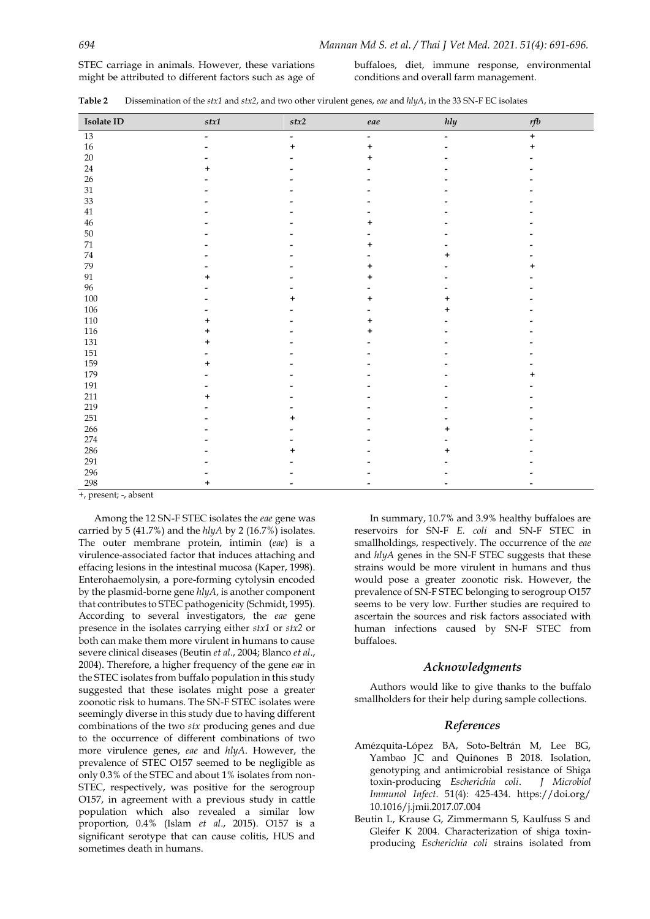STEC carriage in animals. However, these variations might be attributed to different factors such as age of buffaloes, diet, immune response, environmental conditions and overall farm management.

**Table 2** Dissemination of the *stx1* and *stx2*, and two other virulent genes, *eae* and *hlyA*, in the 33 SN-F EC isolates

| Isolate ID | *stx1* | *stx2* | *eae* | *hly* | *rfb* |
|---|---|---|---|---|---|
| 13 | - | - | - | - | + |
| 16 | - | + | + | - | + |
| 20 | - | - | + | - | - |
| 24 | + | - | - | - | - |
| 26 | - | - | - | - | - |
| 31 | - | - | - | - | - |
| 33 | - | - | - | - | - |
| 41 | - | - | - | - | - |
| 46 | - | - | + | - | - |
| 50 | - | - | - | - | - |
| 71 | - | - | + | - | - |
| 74 | - | - | - | + | - |
| 79 | - | - | + | - | + |
| 91 | + | - | + | - | - |
| 96 | - | - | - | - | - |
| 100 | - | + | + | + | - |
| 106 | - | - | - | + | - |
| 110 | + | - | + | - | - |
| 116 | + | - | + | - | - |
| 131 | + | - | - | - | - |
| 151 | - | - | - | - | - |
| 159 | + | - | - | - | - |
| 179 | - | - | - | - | + |
| 191 | - | - | - | - | - |
| 211 | + | - | - | - | - |
| 219 | - | - | - | - | - |
| 251 | - | + | - | - | - |
| 266 | - | - | - | + | - |
| 274 | - | - | - | - | - |
| 286 | - | + | - | + | - |
| 291 | - | - | - | - | - |
| 296 | - | - | - | - | - |
| 298 | + | - | - | - | - |

+, present; -, absent

Among the 12 SN-F STEC isolates the *eae* gene was carried by 5 (41.7%) and the *hlyA* by 2 (16.7%) isolates. The outer membrane protein, intimin (*eae*) is a virulence-associated factor that induces attaching and effacing lesions in the intestinal mucosa (Kaper, 1998). Enterohaemolysin, a pore-forming cytolysin encoded by the plasmid-borne gene *hlyA*, is another component that contributes to STEC pathogenicity (Schmidt, 1995). According to several investigators, the *eae* gene presence in the isolates carrying either *stx1* or *stx2* or both can make them more virulent in humans to cause severe clinical diseases (Beutin *et al*., 2004; Blanco *et al*., 2004). Therefore, a higher frequency of the gene *eae* in the STEC isolates from buffalo population in this study suggested that these isolates might pose a greater zoonotic risk to humans. The SN-F STEC isolates were seemingly diverse in this study due to having different combinations of the two *stx* producing genes and due to the occurrence of different combinations of two more virulence genes, *eae* and *hlyA*. However, the prevalence of STEC O157 seemed to be negligible as only 0.3% of the STEC and about 1% isolates from non-STEC, respectively, was positive for the serogroup O157, in agreement with a previous study in cattle population which also revealed a similar low proportion, 0.4% (Islam *et al*., 2015). O157 is a significant serotype that can cause colitis, HUS and sometimes death in humans.

In summary, 10.7% and 3.9% healthy buffaloes are reservoirs for SN-F *E. coli* and SN-F STEC in smallholdings, respectively. The occurrence of the *eae* and *hlyA* genes in the SN-F STEC suggests that these strains would be more virulent in humans and thus would pose a greater zoonotic risk. However, the prevalence of SN-F STEC belonging to serogroup O157 seems to be very low. Further studies are required to ascertain the sources and risk factors associated with human infections caused by SN-F STEC from buffaloes.

## *Acknowledgments*

Authors would like to give thanks to the buffalo smallholders for their help during sample collections.

## *References*

Amézquita-López BA, Soto-Beltrán M, Lee BG, Yambao JC and Quiñones B 2018. Isolation, genotyping and antimicrobial resistance of Shiga toxin-producing *Escherichia coli*. *J Microbiol Immunol Infect*. 51(4): 425-434. https://doi.org/10.1016/j.jmii.2017.07.004

Beutin L, Krause G, Zimmermann S, Kaulfuss S and Gleifer K 2004. Characterization of shiga toxin-producing *Escherichia coli* strains isolated from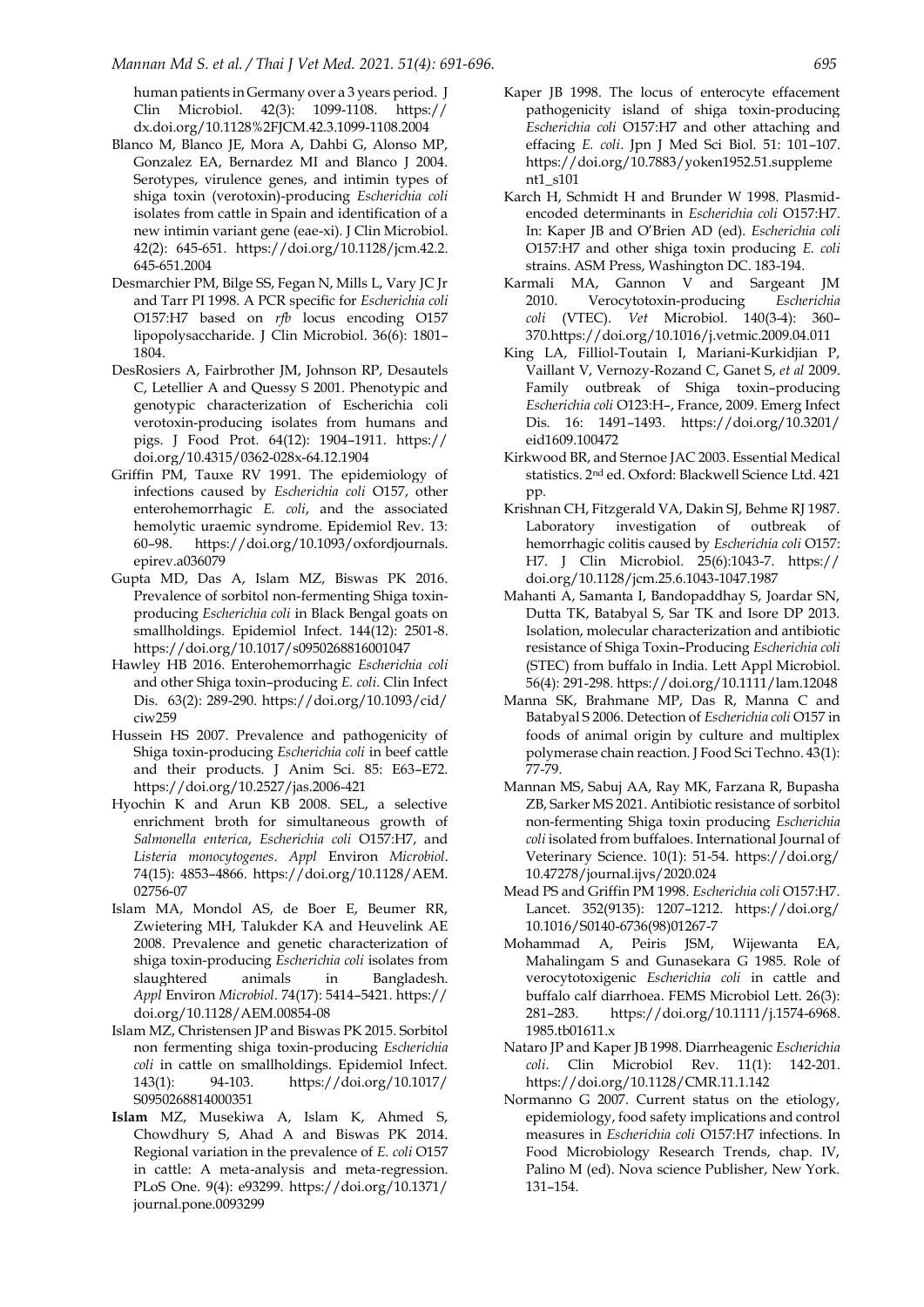human patients in Germany over a 3 years period. J Clin Microbiol. 42(3): 1099-1108. https://dx.doi.org/10.1128%2FJCM.42.3.1099-1108.2004

Blanco M, Blanco JE, Mora A, Dahbi G, Alonso MP, Gonzalez EA, Bernardez MI and Blanco J 2004. Serotypes, virulence genes, and intimin types of shiga toxin (verotoxin)-producing *Escherichia coli* isolates from cattle in Spain and identification of a new intimin variant gene (eae-xi). J Clin Microbiol. 42(2): 645-651. https://doi.org/10.1128/jcm.42.2.645-651.2004

Desmarchier PM, Bilge SS, Fegan N, Mills L, Vary JC Jr and Tarr PI 1998. A PCR specific for *Escherichia coli* O157:H7 based on *rfb* locus encoding O157 lipopolysaccharide. J Clin Microbiol. 36(6): 1801–1804.

DesRosiers A, Fairbrother JM, Johnson RP, Desautels C, Letellier A and Quessy S 2001. Phenotypic and genotypic characterization of Escherichia coli verotoxin-producing isolates from humans and pigs. J Food Prot. 64(12): 1904–1911. https://doi.org/10.4315/0362-028x-64.12.1904

Griffin PM, Tauxe RV 1991. The epidemiology of infections caused by *Escherichia coli* O157, other enterohemorrhagic *E. coli*, and the associated hemolytic uraemic syndrome. Epidemiol Rev. 13: 60–98. https://doi.org/10.1093/oxfordjournals.epirev.a036079

Gupta MD, Das A, Islam MZ, Biswas PK 2016. Prevalence of sorbitol non-fermenting Shiga toxin-producing *Escherichia coli* in Black Bengal goats on smallholdings. Epidemiol Infect. 144(12): 2501-8. https://doi.org/10.1017/s0950268816001047

Hawley HB 2016. Enterohemorrhagic *Escherichia coli* and other Shiga toxin–producing *E. coli*. Clin Infect Dis. 63(2): 289-290. https://doi.org/10.1093/cid/ciw259

Hussein HS 2007. Prevalence and pathogenicity of Shiga toxin-producing *Escherichia coli* in beef cattle and their products. J Anim Sci. 85: E63–E72. https://doi.org/10.2527/jas.2006-421

Hyochin K and Arun KB 2008. SEL, a selective enrichment broth for simultaneous growth of *Salmonella enterica*, *Escherichia coli* O157:H7, and *Listeria monocytogenes*. *Appl* Environ *Microbiol*. 74(15): 4853–4866. https://doi.org/10.1128/AEM.02756-07

Islam MA, Mondol AS, de Boer E, Beumer RR, Zwietering MH, Talukder KA and Heuvelink AE 2008. Prevalence and genetic characterization of shiga toxin-producing *Escherichia coli* isolates from slaughtered animals in Bangladesh. *Appl* Environ *Microbiol*. 74(17): 5414–5421. https://doi.org/10.1128/AEM.00854-08

Islam MZ, Christensen JP and Biswas PK 2015. Sorbitol non fermenting shiga toxin-producing *Escherichia coli* in cattle on smallholdings. Epidemiol Infect. 143(1): 94-103. https://doi.org/10.1017/S0950268814000351

**Islam** MZ, Musekiwa A, Islam K, Ahmed S, Chowdhury S, Ahad A and Biswas PK 2014. Regional variation in the prevalence of *E. coli* O157 in cattle: A meta-analysis and meta-regression. PLoS One. 9(4): e93299. https://doi.org/10.1371/journal.pone.0093299

Kaper JB 1998. The locus of enterocyte effacement pathogenicity island of shiga toxin-producing *Escherichia coli* O157:H7 and other attaching and effacing *E. coli*. Jpn J Med Sci Biol. 51: 101–107. https://doi.org/10.7883/yoken1952.51.supplement1_s101

Karch H, Schmidt H and Brunder W 1998. Plasmid-encoded determinants in *Escherichia coli* O157:H7. In: Kaper JB and O'Brien AD (ed). *Escherichia coli* O157:H7 and other shiga toxin producing *E. coli* strains. ASM Press, Washington DC. 183-194.

Karmali MA, Gannon V and Sargeant JM 2010. Verocytotoxin-producing *Escherichia coli* (VTEC). *Vet* Microbiol. 140(3-4): 360–370.https://doi.org/10.1016/j.vetmic.2009.04.011

King LA, Filliol-Toutain I, Mariani-Kurkidjian P, Vaillant V, Vernozy-Rozand C, Ganet S, *et al* 2009. Family outbreak of Shiga toxin–producing *Escherichia coli* O123:H–, France, 2009. Emerg Infect Dis. 16: 1491–1493. https://doi.org/10.3201/eid1609.100472

Kirkwood BR, and Sternoe JAC 2003. Essential Medical statistics. 2nd ed. Oxford: Blackwell Science Ltd. 421 pp.

Krishnan CH, Fitzgerald VA, Dakin SJ, Behme RJ 1987. Laboratory investigation of outbreak of hemorrhagic colitis caused by *Escherichia coli* O157: H7. J Clin Microbiol. 25(6):1043-7. https://doi.org/10.1128/jcm.25.6.1043-1047.1987

Mahanti A, Samanta I, Bandopaddhay S, Joardar SN, Dutta TK, Batabyal S, Sar TK and Isore DP 2013. Isolation, molecular characterization and antibiotic resistance of Shiga Toxin–Producing *Escherichia coli* (STEC) from buffalo in India. Lett Appl Microbiol. 56(4): 291-298. https://doi.org/10.1111/lam.12048

Manna SK, Brahmane MP, Das R, Manna C and Batabyal S 2006. Detection of *Escherichia coli* O157 in foods of animal origin by culture and multiplex polymerase chain reaction. J Food Sci Techno. 43(1): 77-79.

Mannan MS, Sabuj AA, Ray MK, Farzana R, Bupasha ZB, Sarker MS 2021. Antibiotic resistance of sorbitol non-fermenting Shiga toxin producing *Escherichia coli* isolated from buffaloes. International Journal of Veterinary Science. 10(1): 51-54. https://doi.org/10.47278/journal.ijvs/2020.024

Mead PS and Griffin PM 1998. *Escherichia coli* O157:H7. Lancet. 352(9135): 1207–1212. https://doi.org/10.1016/S0140-6736(98)01267-7

Mohammad A, Peiris JSM, Wijewanta EA, Mahalingam S and Gunasekara G 1985. Role of verocytotoxigenic *Escherichia coli* in cattle and buffalo calf diarrhoea. FEMS Microbiol Lett. 26(3): 281–283. https://doi.org/10.1111/j.1574-6968.1985.tb01611.x

Nataro JP and Kaper JB 1998. Diarrheagenic *Escherichia coli*. Clin Microbiol Rev. 11(1): 142-201. https://doi.org/10.1128/CMR.11.1.142

Normanno G 2007. Current status on the etiology, epidemiology, food safety implications and control measures in *Escherichia coli* O157:H7 infections. In Food Microbiology Research Trends, chap. IV, Palino M (ed). Nova science Publisher, New York. 131–154.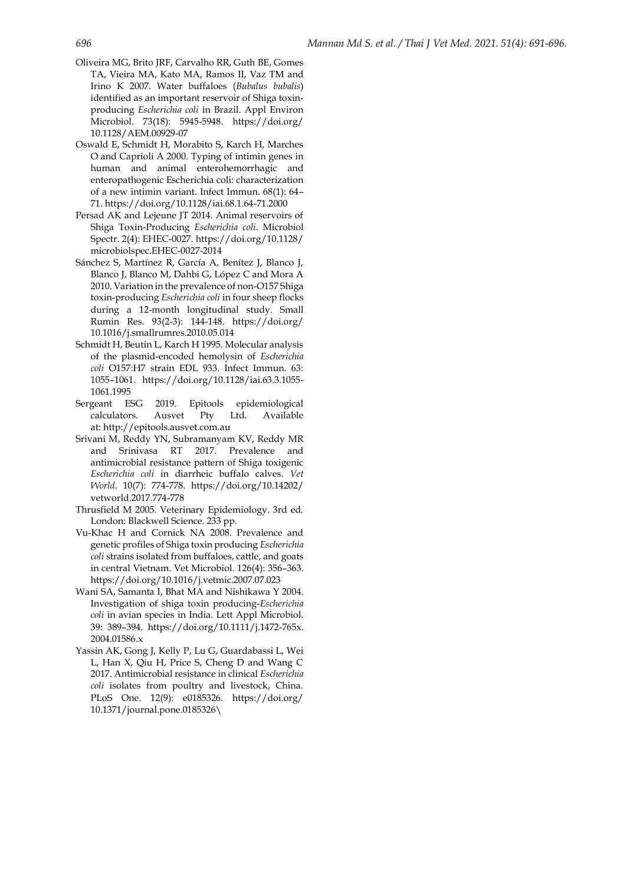Oliveira MG, Brito JRF, Carvalho RR, Guth BE, Gomes TA, Vieira MA, Kato MA, Ramos II, Vaz TM and Irino K 2007. Water buffaloes (*Bubalus bubalis*) identified as an important reservoir of Shiga toxin-producing *Escherichia coli* in Brazil. Appl Environ Microbiol. 73(18): 5945-5948. https://doi.org/10.1128/AEM.00929-07

Oswald E, Schmidt H, Morabito S, Karch H, Marches O and Caprioli A 2000. Typing of intimin genes in human and animal enterohemorrhagic and enteropathogenic Escherichia coli: characterization of a new intimin variant. Infect Immun. 68(1): 64–71. https://doi.org/10.1128/iai.68.1.64-71.2000

Persad AK and Lejeune JT 2014. Animal reservoirs of Shiga Toxin-Producing *Escherichia coli*. Microbiol Spectr. 2(4): EHEC-0027. https://doi.org/10.1128/microbiolspec.EHEC-0027-2014

Sánchez S, Martínez R, García A, Benítez J, Blanco J, Blanco J, Blanco M, Dahbi G, López C and Mora A 2010. Variation in the prevalence of non-O157 Shiga toxin-producing *Escherichia coli* in four sheep flocks during a 12-month longitudinal study. Small Rumin Res. 93(2-3): 144-148. https://doi.org/10.1016/j.smallrumres.2010.05.014

Schmidt H, Beutin L, Karch H 1995. Molecular analysis of the plasmid-encoded hemolysin of *Escherichia coli* O157:H7 strain EDL 933. Infect Immun. 63: 1055–1061. https://doi.org/10.1128/iai.63.3.1055-1061.1995

Sergeant ESG 2019. Epitools epidemiological calculators. Ausvet Pty Ltd. Available at: http://epitools.ausvet.com.au

Srivani M, Reddy YN, Subramanyam KV, Reddy MR and Srinivasa RT 2017. Prevalence and antimicrobial resistance pattern of Shiga toxigenic *Escherichia coli* in diarrheic buffalo calves. *Vet World*. 10(7): 774-778. https://doi.org/10.14202/vetworld.2017.774-778

Thrusfield M 2005. Veterinary Epidemiology. 3rd ed. London: Blackwell Science. 233 pp.

Vu-Khac H and Cornick NA 2008. Prevalence and genetic profiles of Shiga toxin producing *Escherichia coli* strains isolated from buffaloes, cattle, and goats in central Vietnam. Vet Microbiol. 126(4): 356–363. https://doi.org/10.1016/j.vetmic.2007.07.023

Wani SA, Samanta I, Bhat MA and Nishikawa Y 2004. Investigation of shiga toxin producing-*Escherichia coli* in avian species in India. Lett Appl Microbiol. 39: 389–394. https://doi.org/10.1111/j.1472-765x.2004.01586.x

Yassin AK, Gong J, Kelly P, Lu G, Guardabassi L, Wei L, Han X, Qiu H, Price S, Cheng D and Wang C 2017. Antimicrobial resistance in clinical *Escherichia coli* isolates from poultry and livestock, China. PLoS One. 12(9): e0185326. https://doi.org/10.1371/journal.pone.0185326\